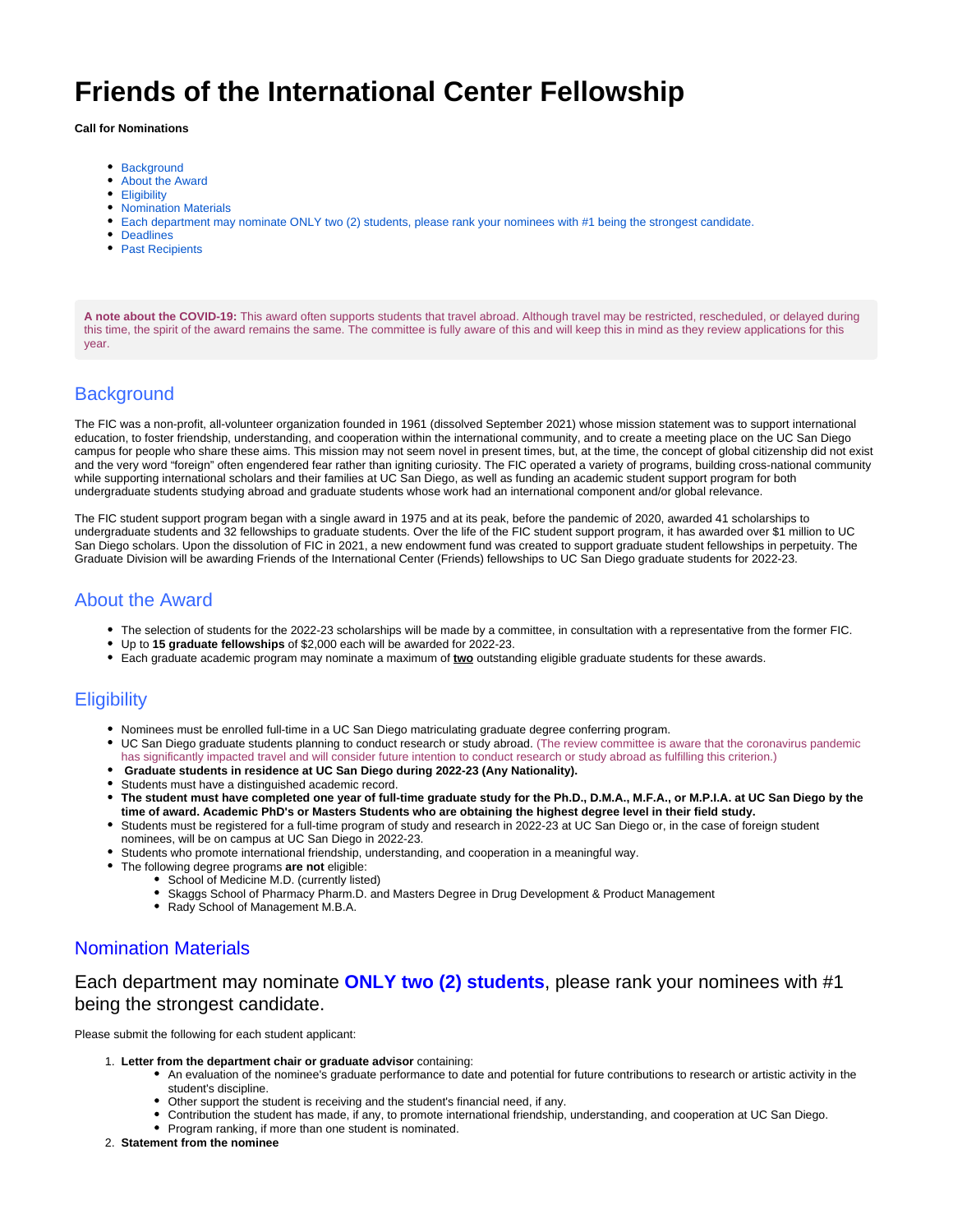# Friends of the International Center Fellowship

**Call for Nominations**

- Background
- About the Award
- Eligibility
- Nomination Materials
- Each department may nominate ONLY two (2) students, please rank your nominees with #1 being the strongest candidate.
- Deadlines
- Past Recipients

**A note about the COVID-19:** This award often supports students that travel abroad. Although travel may be restricted, rescheduled, or delayed during this time, the spirit of the award remains the same. The committee is fully aware of this and will keep this in mind as they review applications for this year.

## Background

The FIC was a non-profit, all-volunteer organization founded in 1961 (dissolved September 2021) whose mission statement was to support international education, to foster friendship, understanding, and cooperation within the international community, and to create a meeting place on the UC San Diego campus for people who share these aims. This mission may not seem novel in present times, but, at the time, the concept of global citizenship did not exist and the very word "foreign" often engendered fear rather than igniting curiosity. The FIC operated a variety of programs, building cross-national community while supporting international scholars and their families at UC San Diego, as well as funding an academic student support program for both undergraduate students studying abroad and graduate students whose work had an international component and/or global relevance.

The FIC student support program began with a single award in 1975 and at its peak, before the pandemic of 2020, awarded 41 scholarships to undergraduate students and 32 fellowships to graduate students. Over the life of the FIC student support program, it has awarded over $1 million to UC San Diego scholars. Upon the dissolution of FIC in 2021, a new endowment fund was created to support graduate student fellowships in perpetuity. The Graduate Division will be awarding Friends of the International Center (Friends) fellowships to UC San Diego graduate students for 2022-23.

## About the Award

- The selection of students for the 2022-23 scholarships will be made by a committee, in consultation with a representative from the former FIC.
- Up to **15 graduate fellowships** of $2,000 each will be awarded for 2022-23.
- Each graduate academic program may nominate a maximum of **two** outstanding eligible graduate students for these awards.

## Eligibility

- Nominees must be enrolled full-time in a UC San Diego matriculating graduate degree conferring program.
- UC San Diego graduate students planning to conduct research or study abroad. (The review committee is aware that the coronavirus pandemic has significantly impacted travel and will consider future intention to conduct research or study abroad as fulfilling this criterion.)
- **Graduate students in residence at UC San Diego during 2022-23 (Any Nationality).**
- Students must have a distinguished academic record.
- **The student must have completed one year of full-time graduate study for the Ph.D., D.M.A., M.F.A., or M.P.I.A. at UC San Diego by the time of award. Academic PhD's or Masters Students who are obtaining the highest degree level in their field study.**
- Students must be registered for a full-time program of study and research in 2022-23 at UC San Diego or, in the case of foreign student nominees, will be on campus at UC San Diego in 2022-23.
- Students who promote international friendship, understanding, and cooperation in a meaningful way.
- The following degree programs **are not** eligible:
  - School of Medicine M.D. (currently listed)
  - Skaggs School of Pharmacy Pharm.D. and Masters Degree in Drug Development & Product Management
  - Rady School of Management M.B.A.

## Nomination Materials

### Each department may nominate **ONLY two (2) students**, please rank your nominees with #1 being the strongest candidate.

Please submit the following for each student applicant:

1. **Letter from the department chair or graduate advisor** containing:
   - An evaluation of the nominee's graduate performance to date and potential for future contributions to research or artistic activity in the student's discipline.
   - Other support the student is receiving and the student's financial need, if any.
   - Contribution the student has made, if any, to promote international friendship, understanding, and cooperation at UC San Diego.
   - Program ranking, if more than one student is nominated.
2. **Statement from the nominee**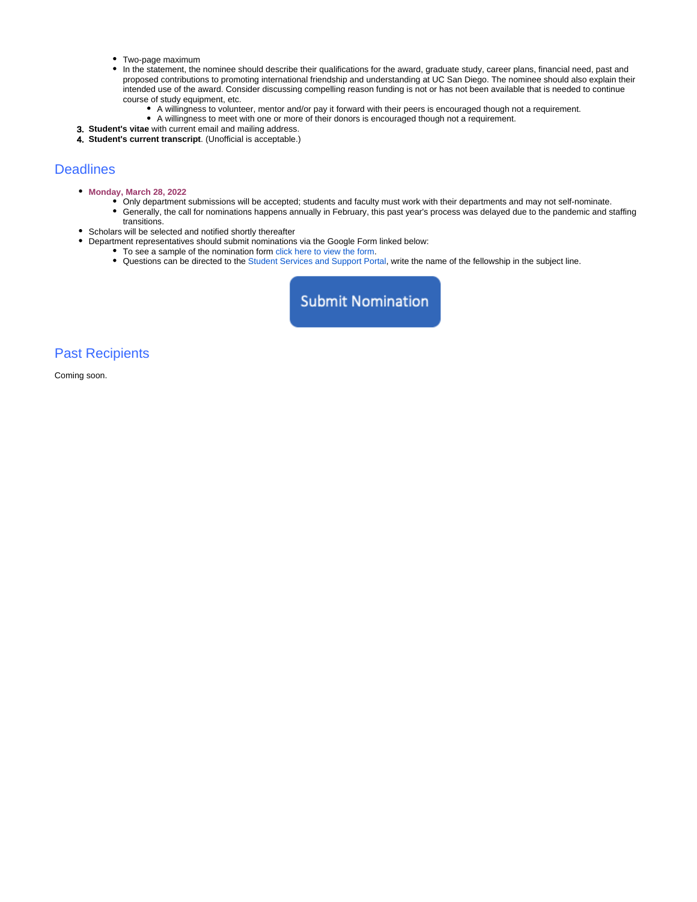- Two-page maximum
- In the statement, the nominee should describe their qualifications for the award, graduate study, career plans, financial need, past and proposed contributions to promoting international friendship and understanding at UC San Diego. The nominee should also explain their intended use of the award. Consider discussing compelling reason funding is not or has not been available that is needed to continue course of study equipment, etc.
  - A willingness to volunteer, mentor and/or pay it forward with their peers is encouraged though not a requirement.
  - A willingness to meet with one or more of their donors is encouraged though not a requirement.

3. **Student's vitae** with current email and mailing address.
4. **Student's current transcript**. (Unofficial is acceptable.)

## Deadlines

- **Monday, March 28, 2022**
  - Only department submissions will be accepted; students and faculty must work with their departments and may not self-nominate.
  - Generally, the call for nominations happens annually in February, this past year's process was delayed due to the pandemic and staffing transitions.
- Scholars will be selected and notified shortly thereafter
- Department representatives should submit nominations via the Google Form linked below:
  - To see a sample of the nomination form click here to view the form.
  - Questions can be directed to the Student Services and Support Portal, write the name of the fellowship in the subject line.

Submit Nomination

## Past Recipients

Coming soon.